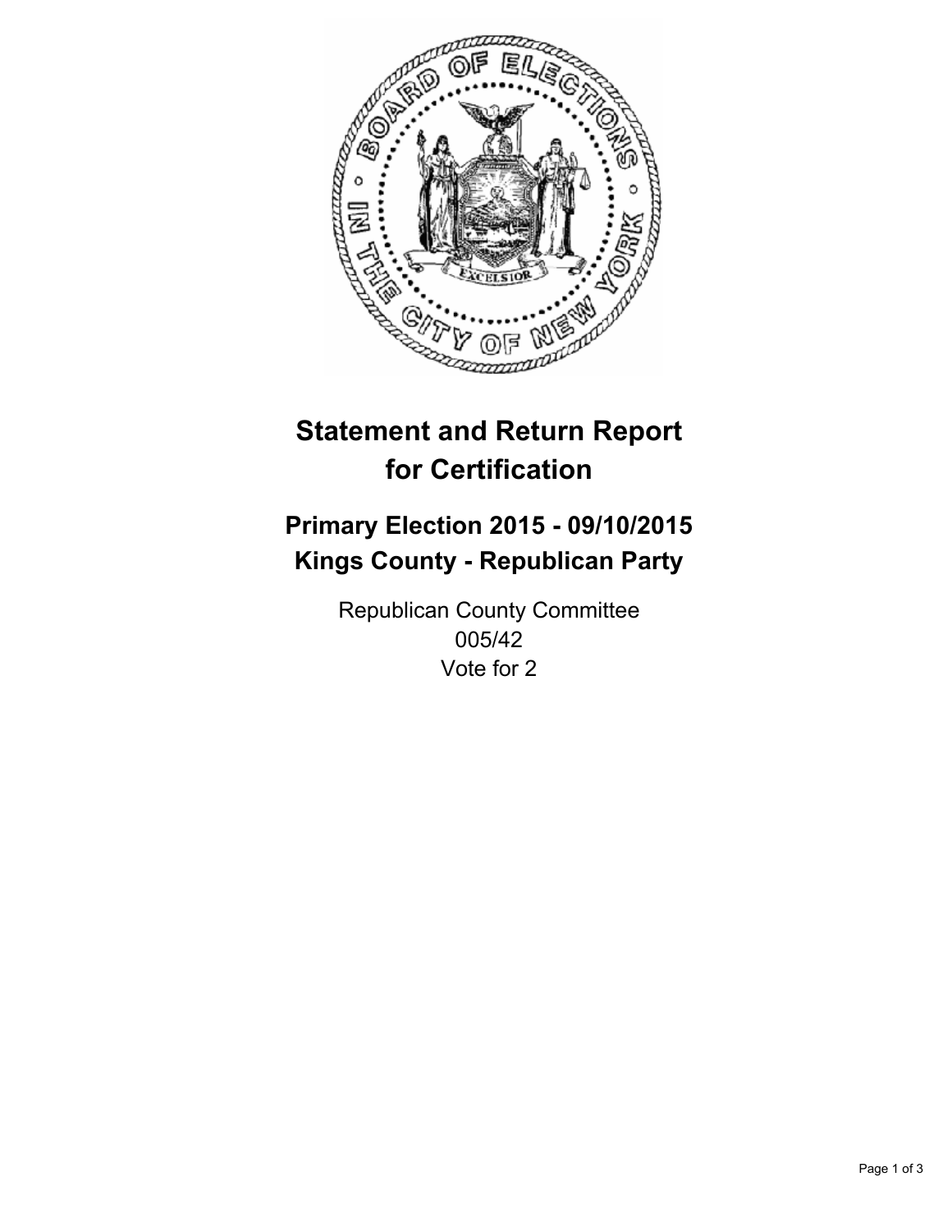# Statement and Return Report for Certification

## Primary Election 2015 - 09/10/2015
## Kings County - Republican Party

Republican County Committee
005/42
Vote for 2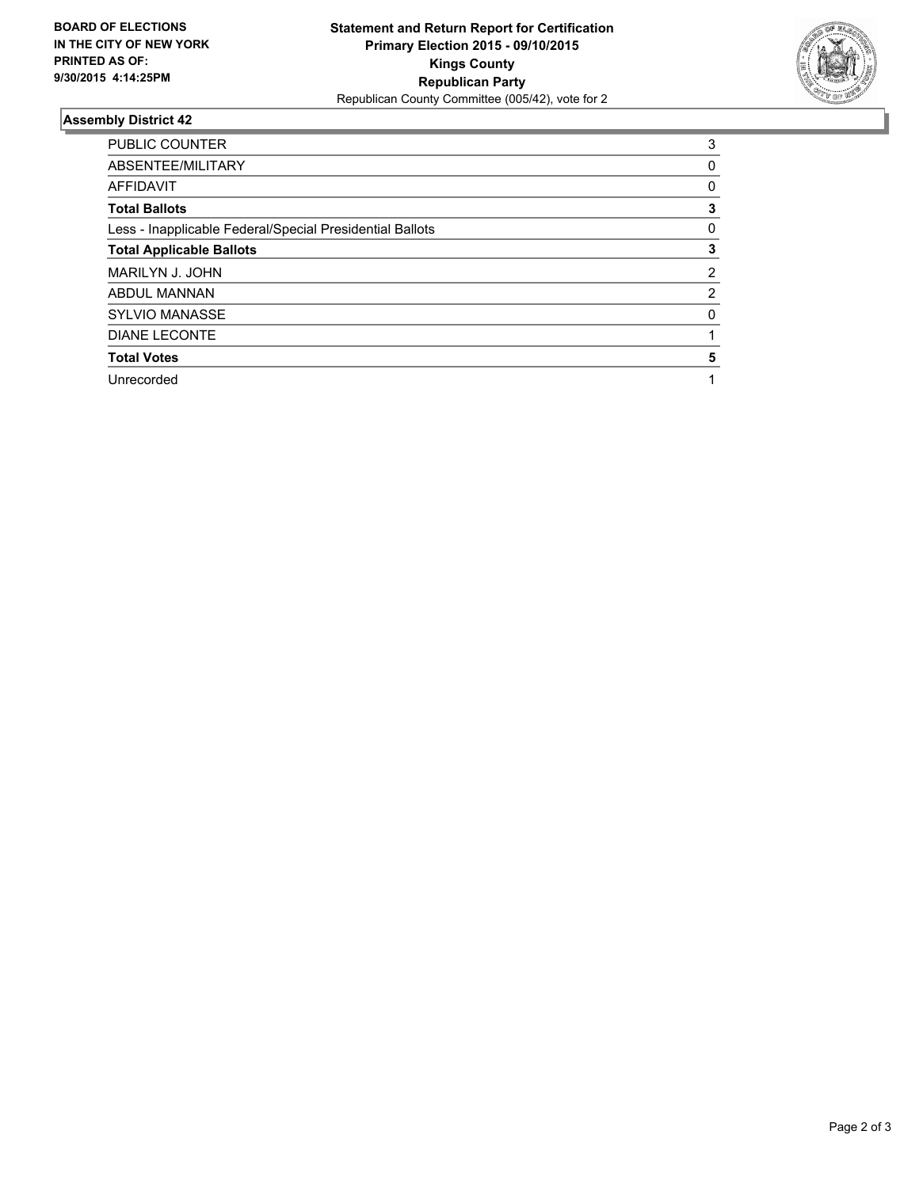**BOARD OF ELECTIONS IN THE CITY OF NEW YORK PRINTED AS OF: 9/30/2015 4:14:25PM**

**Statement and Return Report for Certification**
**Primary Election 2015 - 09/10/2015**
**Kings County**
**Republican Party**
Republican County Committee (005/42), vote for 2

### Assembly District 42

| | |
|---|---|
| PUBLIC COUNTER | 3 |
| ABSENTEE/MILITARY | 0 |
| AFFIDAVIT | 0 |
| **Total Ballots** | **3** |
| Less - Inapplicable Federal/Special Presidential Ballots | 0 |
| **Total Applicable Ballots** | **3** |
| MARILYN J. JOHN | 2 |
| ABDUL MANNAN | 2 |
| SYLVIO MANASSE | 0 |
| DIANE LECONTE | 1 |
| **Total Votes** | **5** |
| Unrecorded | 1 |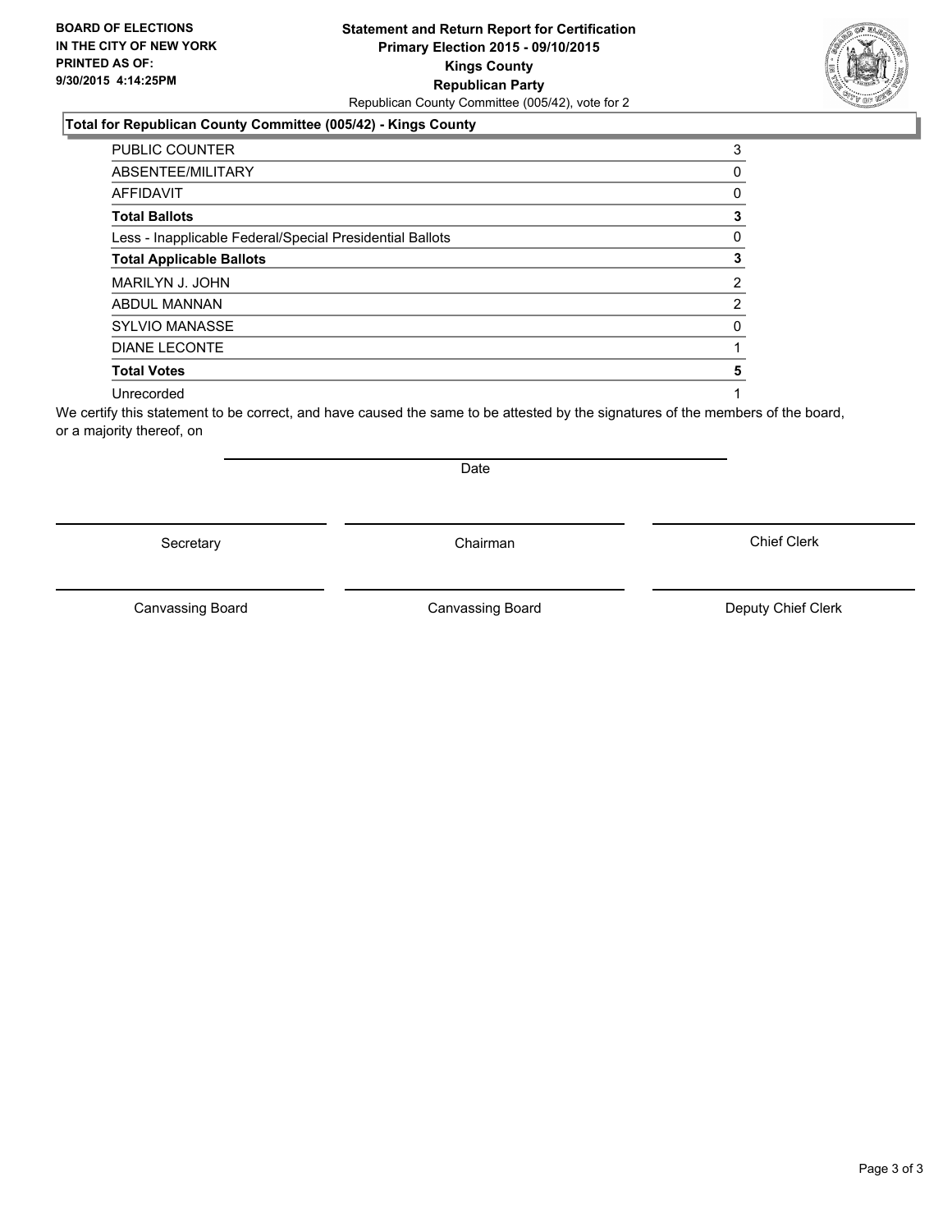**BOARD OF ELECTIONS IN THE CITY OF NEW YORK PRINTED AS OF: 9/30/2015 4:14:25PM**

**Statement and Return Report for Certification Primary Election 2015 - 09/10/2015 Kings County Republican Party**

Republican County Committee (005/42), vote for 2

**Total for Republican County Committee (005/42) - Kings County**

| | |
|---|---|
| PUBLIC COUNTER | 3 |
| ABSENTEE/MILITARY | 0 |
| AFFIDAVIT | 0 |
| **Total Ballots** | **3** |
| Less - Inapplicable Federal/Special Presidential Ballots | 0 |
| **Total Applicable Ballots** | **3** |
| MARILYN J. JOHN | 2 |
| ABDUL MANNAN | 2 |
| SYLVIO MANASSE | 0 |
| DIANE LECONTE | 1 |
| **Total Votes** | **5** |
| Unrecorded | 1 |

We certify this statement to be correct, and have caused the same to be attested by the signatures of the members of the board, or a majority thereof, on

Date

Secretary

Chairman

Chief Clerk

Canvassing Board

Canvassing Board

Deputy Chief Clerk